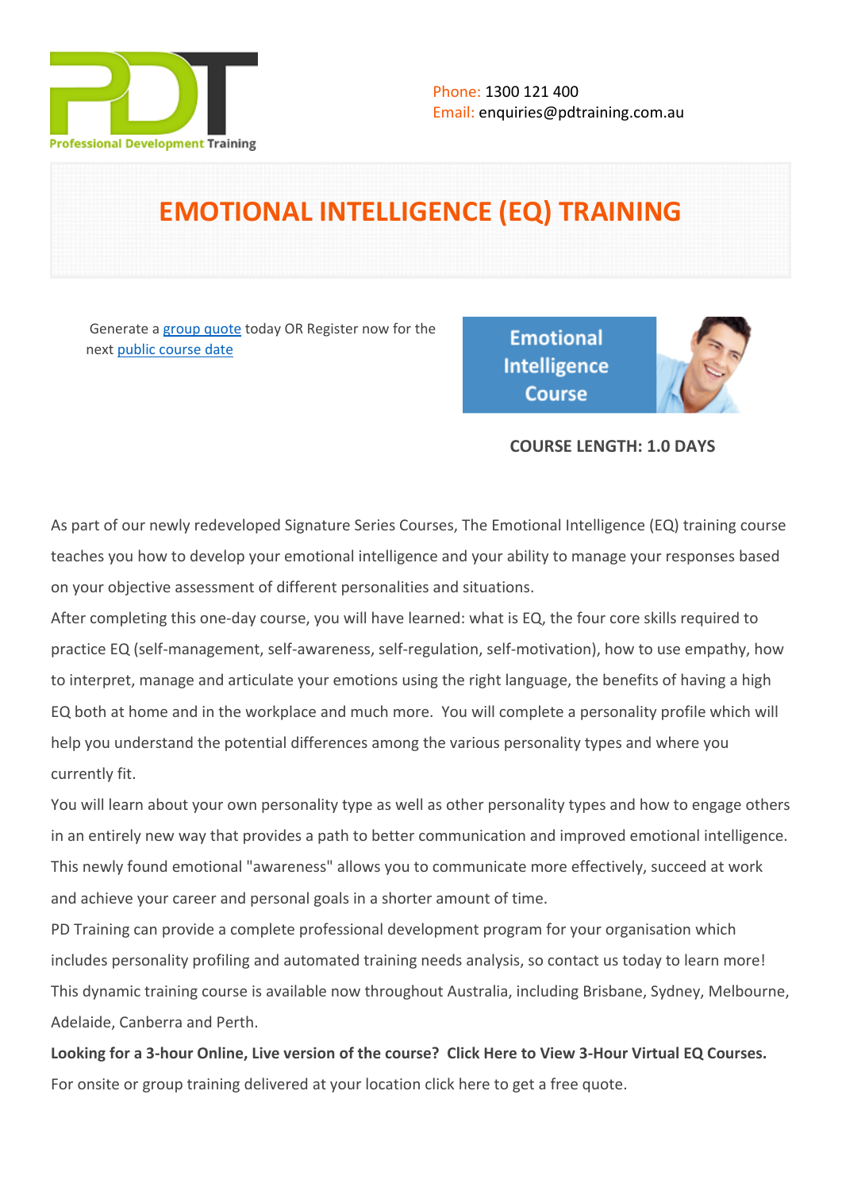Professional Development Training

Phone: 1300 121 400
Email: enquiries@pdtraining.com.au

# EMOTIONAL INTELLIGENCE (EQ) TRAINING

Generate a [group quote](#) today OR Register now for the next [public course date](#)

Emotional Intelligence Course

**COURSE LENGTH: 1.0 DAYS**

As part of our newly redeveloped Signature Series Courses, The Emotional Intelligence (EQ) training course teaches you how to develop your emotional intelligence and your ability to manage your responses based on your objective assessment of different personalities and situations.

After completing this one-day course, you will have learned: what is EQ, the four core skills required to practice EQ (self-management, self-awareness, self-regulation, self-motivation), how to use empathy, how to interpret, manage and articulate your emotions using the right language, the benefits of having a high EQ both at home and in the workplace and much more. You will complete a personality profile which will help you understand the potential differences among the various personality types and where you currently fit.

You will learn about your own personality type as well as other personality types and how to engage others in an entirely new way that provides a path to better communication and improved emotional intelligence. This newly found emotional "awareness" allows you to communicate more effectively, succeed at work and achieve your career and personal goals in a shorter amount of time.

PD Training can provide a complete professional development program for your organisation which includes personality profiling and automated training needs analysis, so contact us today to learn more!

This dynamic training course is available now throughout Australia, including Brisbane, Sydney, Melbourne, Adelaide, Canberra and Perth.

**Looking for a 3-hour Online, Live version of the course? Click Here to View 3-Hour Virtual EQ Courses.**

For onsite or group training delivered at your location click here to get a free quote.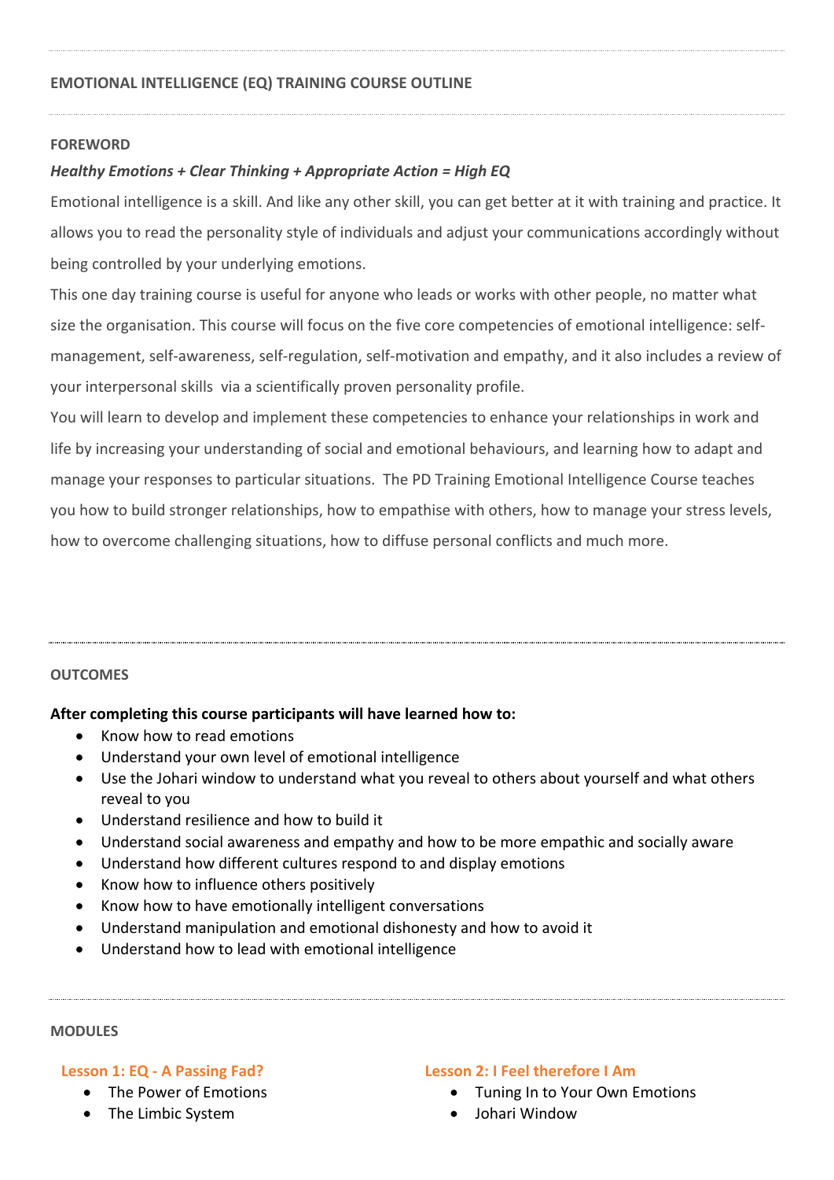## EMOTIONAL INTELLIGENCE (EQ) TRAINING COURSE OUTLINE

### FOREWORD

***Healthy Emotions + Clear Thinking + Appropriate Action = High EQ***

Emotional intelligence is a skill. And like any other skill, you can get better at it with training and practice. It allows you to read the personality style of individuals and adjust your communications accordingly without being controlled by your underlying emotions.

This one day training course is useful for anyone who leads or works with other people, no matter what size the organisation. This course will focus on the five core competencies of emotional intelligence: self-management, self-awareness, self-regulation, self-motivation and empathy, and it also includes a review of your interpersonal skills via a scientifically proven personality profile.

You will learn to develop and implement these competencies to enhance your relationships in work and life by increasing your understanding of social and emotional behaviours, and learning how to adapt and manage your responses to particular situations. The PD Training Emotional Intelligence Course teaches you how to build stronger relationships, how to empathise with others, how to manage your stress levels, how to overcome challenging situations, how to diffuse personal conflicts and much more.

### OUTCOMES

**After completing this course participants will have learned how to:**

- Know how to read emotions
- Understand your own level of emotional intelligence
- Use the Johari window to understand what you reveal to others about yourself and what others reveal to you
- Understand resilience and how to build it
- Understand social awareness and empathy and how to be more empathic and socially aware
- Understand how different cultures respond to and display emotions
- Know how to influence others positively
- Know how to have emotionally intelligent conversations
- Understand manipulation and emotional dishonesty and how to avoid it
- Understand how to lead with emotional intelligence

### MODULES

#### Lesson 1: EQ - A Passing Fad?

- The Power of Emotions
- The Limbic System

#### Lesson 2: I Feel therefore I Am

- Tuning In to Your Own Emotions
- Johari Window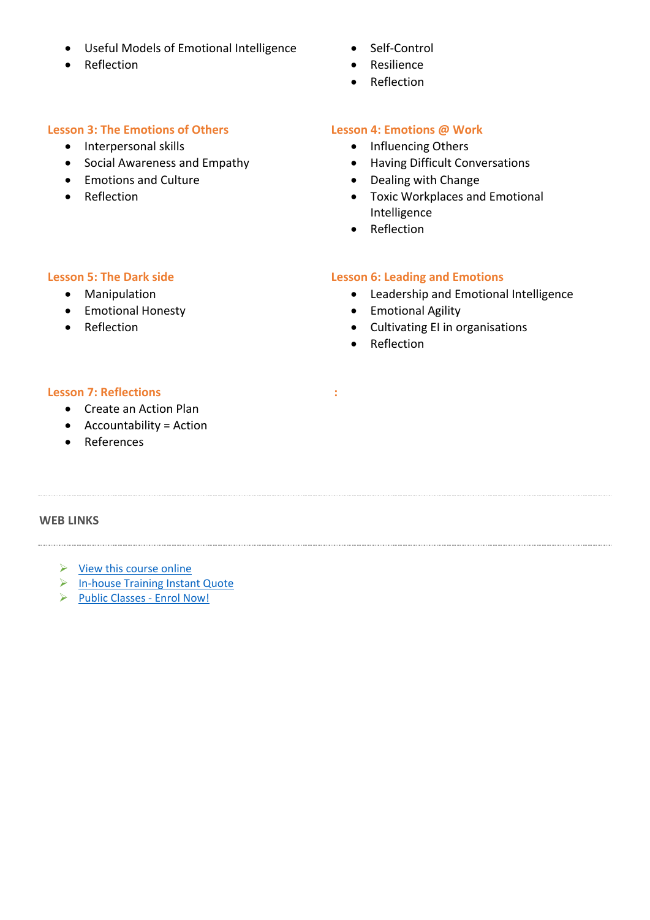- Useful Models of Emotional Intelligence
- Reflection

- Self-Control
- Resilience
- Reflection

### Lesson 3: The Emotions of Others

- Interpersonal skills
- Social Awareness and Empathy
- Emotions and Culture
- Reflection

### Lesson 4: Emotions @ Work

- Influencing Others
- Having Difficult Conversations
- Dealing with Change
- Toxic Workplaces and Emotional Intelligence
- Reflection

### Lesson 5: The Dark side

- Manipulation
- Emotional Honesty
- Reflection

### Lesson 6: Leading and Emotions

- Leadership and Emotional Intelligence
- Emotional Agility
- Cultivating EI in organisations
- Reflection

### Lesson 7: Reflections

- Create an Action Plan
- Accountability = Action
- References

:

---

**WEB LINKS**

---

- View this course online
- In-house Training Instant Quote
- Public Classes - Enrol Now!